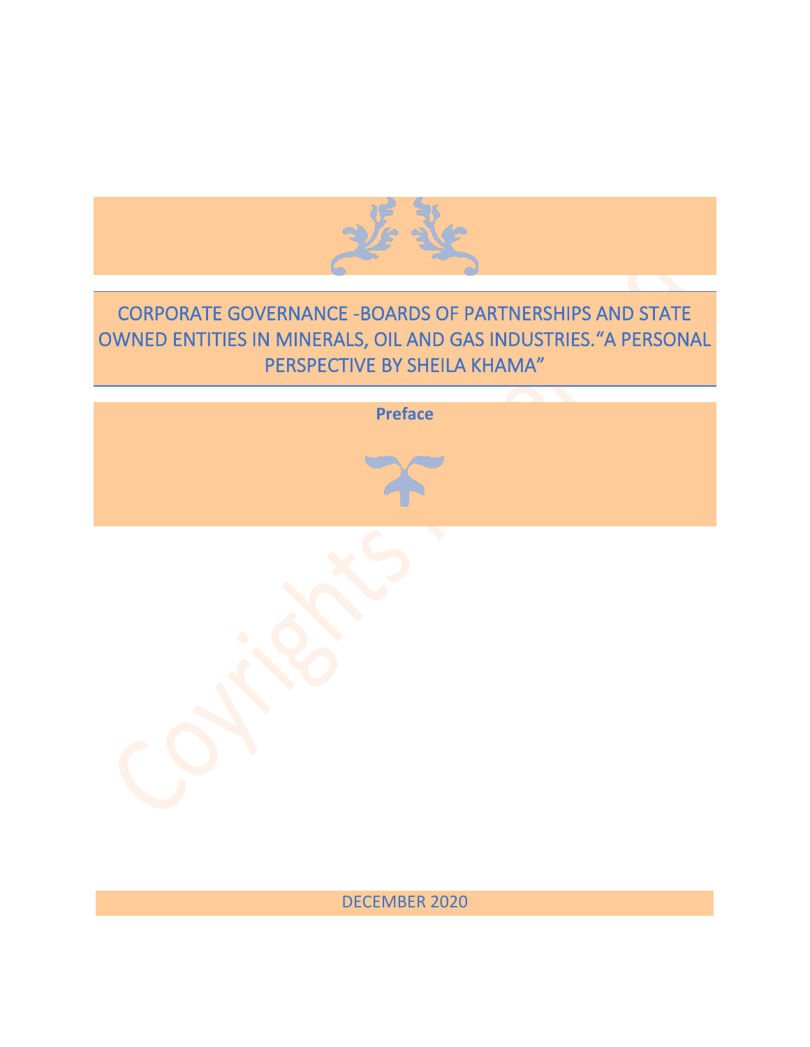# CORPORATE GOVERNANCE -BOARDS OF PARTNERSHIPS AND STATE OWNED ENTITIES IN MINERALS, OIL AND GAS INDUSTRIES. "A PERSONAL PERSPECTIVE BY SHEILA KHAMA"

## Preface

DECEMBER 2020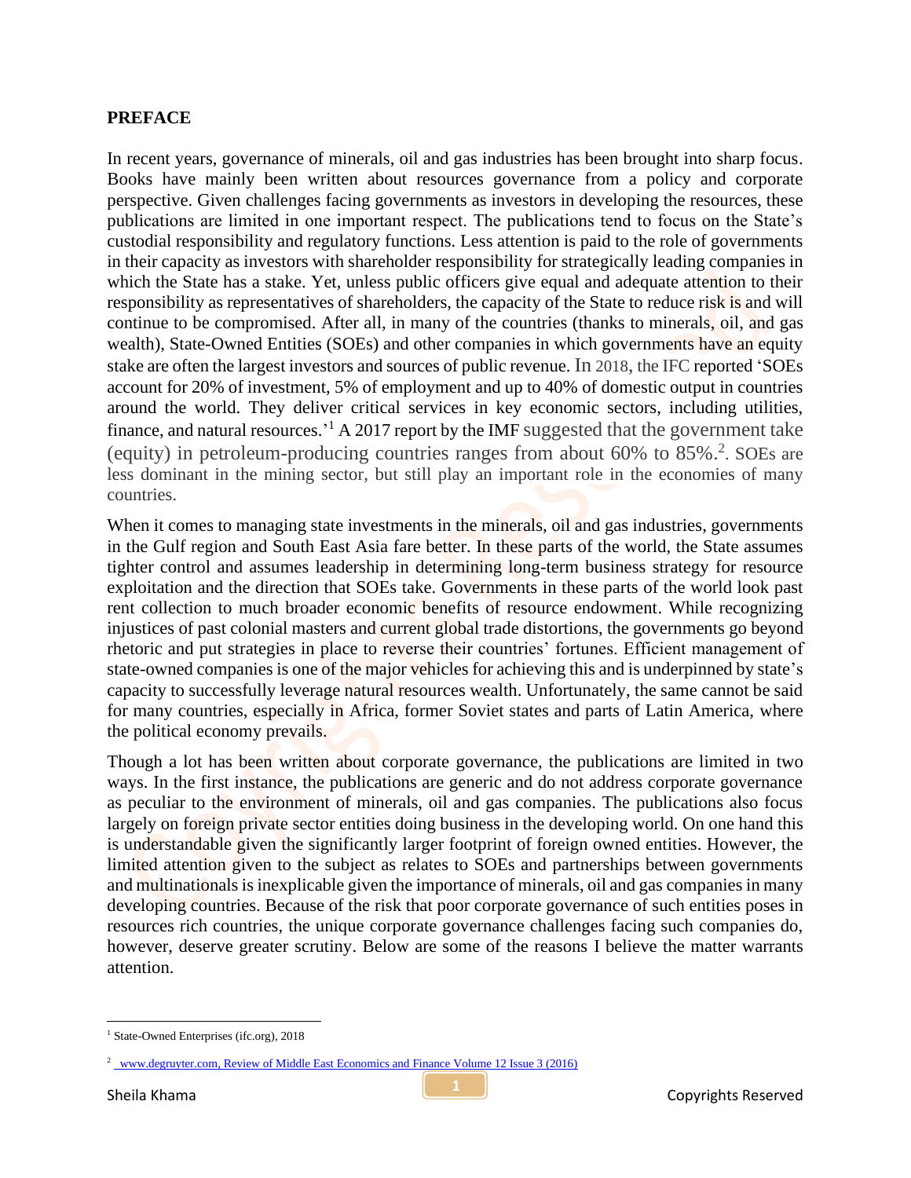## PREFACE

In recent years, governance of minerals, oil and gas industries has been brought into sharp focus. Books have mainly been written about resources governance from a policy and corporate perspective. Given challenges facing governments as investors in developing the resources, these publications are limited in one important respect. The publications tend to focus on the State's custodial responsibility and regulatory functions. Less attention is paid to the role of governments in their capacity as investors with shareholder responsibility for strategically leading companies in which the State has a stake. Yet, unless public officers give equal and adequate attention to their responsibility as representatives of shareholders, the capacity of the State to reduce risk is and will continue to be compromised. After all, in many of the countries (thanks to minerals, oil, and gas wealth), State-Owned Entities (SOEs) and other companies in which governments have an equity stake are often the largest investors and sources of public revenue. In 2018, the IFC reported 'SOEs account for 20% of investment, 5% of employment and up to 40% of domestic output in countries around the world. They deliver critical services in key economic sectors, including utilities, finance, and natural resources.'[1] A 2017 report by the IMF suggested that the government take (equity) in petroleum-producing countries ranges from about 60% to 85%.[2]. SOEs are less dominant in the mining sector, but still play an important role in the economies of many countries.

When it comes to managing state investments in the minerals, oil and gas industries, governments in the Gulf region and South East Asia fare better. In these parts of the world, the State assumes tighter control and assumes leadership in determining long-term business strategy for resource exploitation and the direction that SOEs take. Governments in these parts of the world look past rent collection to much broader economic benefits of resource endowment. While recognizing injustices of past colonial masters and current global trade distortions, the governments go beyond rhetoric and put strategies in place to reverse their countries' fortunes. Efficient management of state-owned companies is one of the major vehicles for achieving this and is underpinned by state's capacity to successfully leverage natural resources wealth. Unfortunately, the same cannot be said for many countries, especially in Africa, former Soviet states and parts of Latin America, where the political economy prevails.

Though a lot has been written about corporate governance, the publications are limited in two ways. In the first instance, the publications are generic and do not address corporate governance as peculiar to the environment of minerals, oil and gas companies. The publications also focus largely on foreign private sector entities doing business in the developing world. On one hand this is understandable given the significantly larger footprint of foreign owned entities. However, the limited attention given to the subject as relates to SOEs and partnerships between governments and multinationals is inexplicable given the importance of minerals, oil and gas companies in many developing countries. Because of the risk that poor corporate governance of such entities poses in resources rich countries, the unique corporate governance challenges facing such companies do, however, deserve greater scrutiny. Below are some of the reasons I believe the matter warrants attention.

---

[1] State-Owned Enterprises (ifc.org), 2018

[2] www.degruyter.com, Review of Middle East Economics and Finance Volume 12 Issue 3 (2016)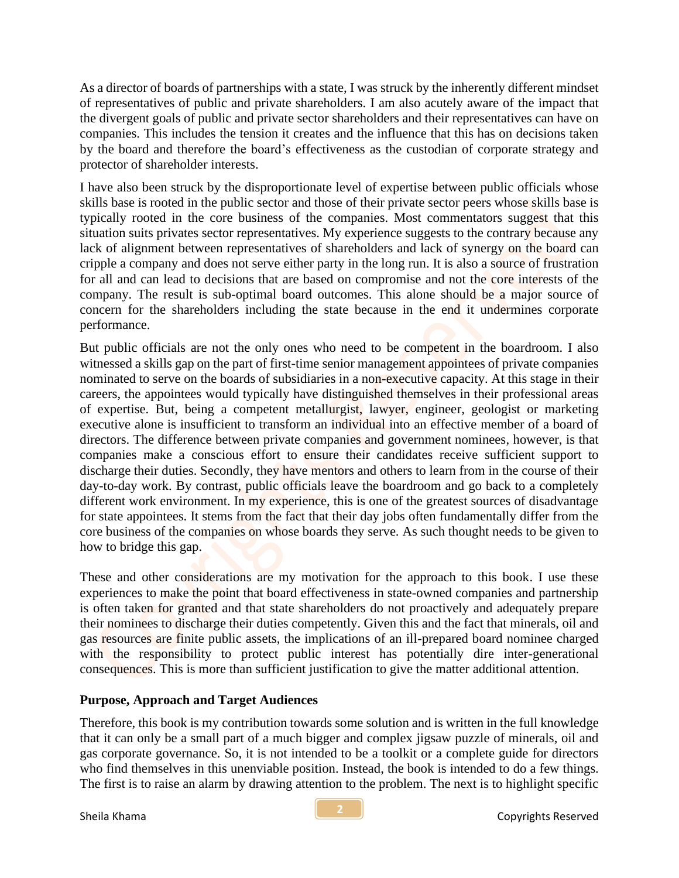As a director of boards of partnerships with a state, I was struck by the inherently different mindset of representatives of public and private shareholders. I am also acutely aware of the impact that the divergent goals of public and private sector shareholders and their representatives can have on companies. This includes the tension it creates and the influence that this has on decisions taken by the board and therefore the board's effectiveness as the custodian of corporate strategy and protector of shareholder interests.

I have also been struck by the disproportionate level of expertise between public officials whose skills base is rooted in the public sector and those of their private sector peers whose skills base is typically rooted in the core business of the companies. Most commentators suggest that this situation suits privates sector representatives. My experience suggests to the contrary because any lack of alignment between representatives of shareholders and lack of synergy on the board can cripple a company and does not serve either party in the long run. It is also a source of frustration for all and can lead to decisions that are based on compromise and not the core interests of the company. The result is sub-optimal board outcomes. This alone should be a major source of concern for the shareholders including the state because in the end it undermines corporate performance.

But public officials are not the only ones who need to be competent in the boardroom. I also witnessed a skills gap on the part of first-time senior management appointees of private companies nominated to serve on the boards of subsidiaries in a non-executive capacity. At this stage in their careers, the appointees would typically have distinguished themselves in their professional areas of expertise. But, being a competent metallurgist, lawyer, engineer, geologist or marketing executive alone is insufficient to transform an individual into an effective member of a board of directors. The difference between private companies and government nominees, however, is that companies make a conscious effort to ensure their candidates receive sufficient support to discharge their duties. Secondly, they have mentors and others to learn from in the course of their day-to-day work. By contrast, public officials leave the boardroom and go back to a completely different work environment. In my experience, this is one of the greatest sources of disadvantage for state appointees. It stems from the fact that their day jobs often fundamentally differ from the core business of the companies on whose boards they serve. As such thought needs to be given to how to bridge this gap.

These and other considerations are my motivation for the approach to this book. I use these experiences to make the point that board effectiveness in state-owned companies and partnership is often taken for granted and that state shareholders do not proactively and adequately prepare their nominees to discharge their duties competently. Given this and the fact that minerals, oil and gas resources are finite public assets, the implications of an ill-prepared board nominee charged with the responsibility to protect public interest has potentially dire inter-generational consequences. This is more than sufficient justification to give the matter additional attention.

**Purpose, Approach and Target Audiences**

Therefore, this book is my contribution towards some solution and is written in the full knowledge that it can only be a small part of a much bigger and complex jigsaw puzzle of minerals, oil and gas corporate governance. So, it is not intended to be a toolkit or a complete guide for directors who find themselves in this unenviable position. Instead, the book is intended to do a few things. The first is to raise an alarm by drawing attention to the problem. The next is to highlight specific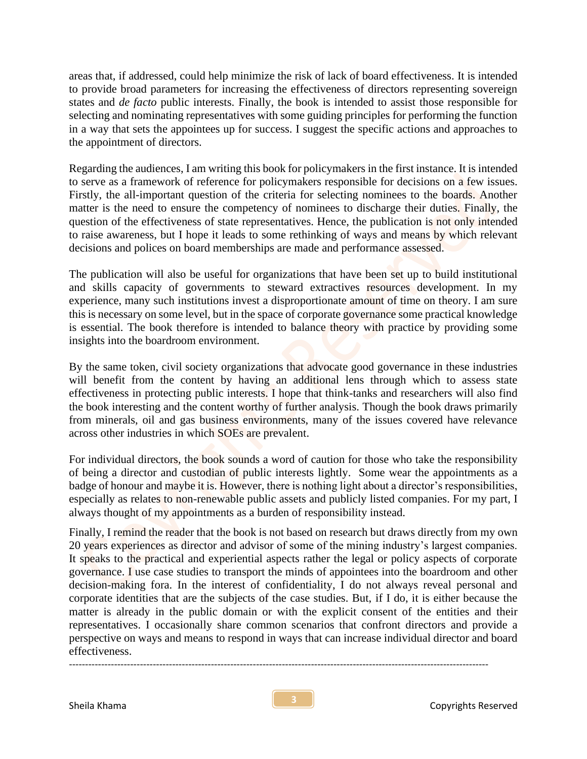areas that, if addressed, could help minimize the risk of lack of board effectiveness. It is intended to provide broad parameters for increasing the effectiveness of directors representing sovereign states and *de facto* public interests. Finally, the book is intended to assist those responsible for selecting and nominating representatives with some guiding principles for performing the function in a way that sets the appointees up for success. I suggest the specific actions and approaches to the appointment of directors.

Regarding the audiences, I am writing this book for policymakers in the first instance. It is intended to serve as a framework of reference for policymakers responsible for decisions on a few issues. Firstly, the all-important question of the criteria for selecting nominees to the boards. Another matter is the need to ensure the competency of nominees to discharge their duties. Finally, the question of the effectiveness of state representatives. Hence, the publication is not only intended to raise awareness, but I hope it leads to some rethinking of ways and means by which relevant decisions and polices on board memberships are made and performance assessed.

The publication will also be useful for organizations that have been set up to build institutional and skills capacity of governments to steward extractives resources development. In my experience, many such institutions invest a disproportionate amount of time on theory. I am sure this is necessary on some level, but in the space of corporate governance some practical knowledge is essential. The book therefore is intended to balance theory with practice by providing some insights into the boardroom environment.

By the same token, civil society organizations that advocate good governance in these industries will benefit from the content by having an additional lens through which to assess state effectiveness in protecting public interests. I hope that think-tanks and researchers will also find the book interesting and the content worthy of further analysis. Though the book draws primarily from minerals, oil and gas business environments, many of the issues covered have relevance across other industries in which SOEs are prevalent.

For individual directors, the book sounds a word of caution for those who take the responsibility of being a director and custodian of public interests lightly. Some wear the appointments as a badge of honour and maybe it is. However, there is nothing light about a director's responsibilities, especially as relates to non-renewable public assets and publicly listed companies. For my part, I always thought of my appointments as a burden of responsibility instead.

Finally, I remind the reader that the book is not based on research but draws directly from my own 20 years experiences as director and advisor of some of the mining industry's largest companies. It speaks to the practical and experiential aspects rather the legal or policy aspects of corporate governance. I use case studies to transport the minds of appointees into the boardroom and other decision-making fora. In the interest of confidentiality, I do not always reveal personal and corporate identities that are the subjects of the case studies. But, if I do, it is either because the matter is already in the public domain or with the explicit consent of the entities and their representatives. I occasionally share common scenarios that confront directors and provide a perspective on ways and means to respond in ways that can increase individual director and board effectiveness.

---